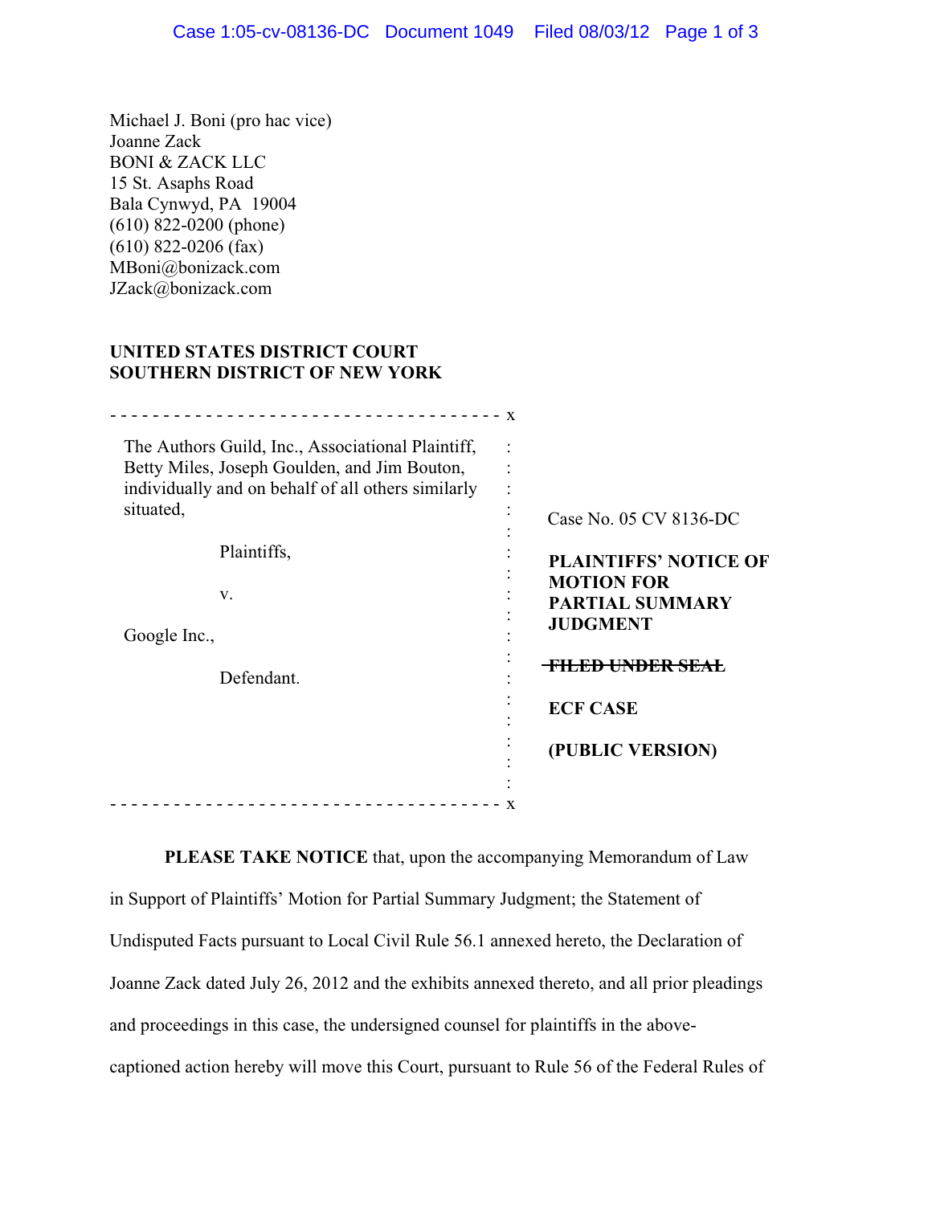Michael J. Boni (pro hac vice)
Joanne Zack
BONI & ZACK LLC
15 St. Asaphs Road
Bala Cynwyd, PA 19004
(610) 822-0200 (phone)
(610) 822-0206 (fax)
MBoni@bonizack.com
JZack@bonizack.com

**UNITED STATES DISTRICT COURT**
**SOUTHERN DISTRICT OF NEW YORK**

| | |
|---|---|
| The Authors Guild, Inc., Associational Plaintiff, Betty Miles, Joseph Goulden, and Jim Bouton, individually and on behalf of all others similarly situated, | Case No. 05 CV 8136-DC |
| Plaintiffs, | **PLAINTIFFS' NOTICE OF MOTION FOR PARTIAL SUMMARY JUDGMENT** |
| v. | |
| Google Inc., | ~~**FILED UNDER SEAL**~~ |
| Defendant. | **ECF CASE** |
| | **(PUBLIC VERSION)** |

**PLEASE TAKE NOTICE** that, upon the accompanying Memorandum of Law in Support of Plaintiffs' Motion for Partial Summary Judgment; the Statement of Undisputed Facts pursuant to Local Civil Rule 56.1 annexed hereto, the Declaration of Joanne Zack dated July 26, 2012 and the exhibits annexed thereto, and all prior pleadings and proceedings in this case, the undersigned counsel for plaintiffs in the above-captioned action hereby will move this Court, pursuant to Rule 56 of the Federal Rules of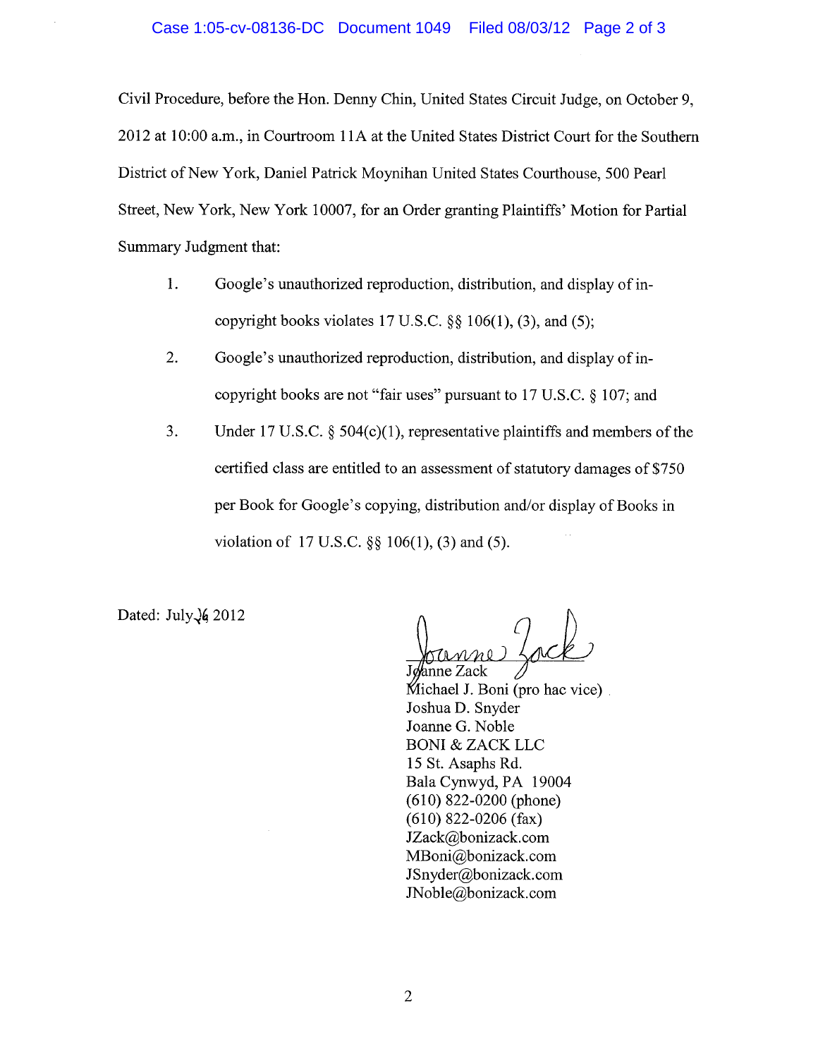Civil Procedure, before the Hon. Denny Chin, United States Circuit Judge, on October 9, 2012 at 10:00 a.m., in Courtroom 11A at the United States District Court for the Southern District of New York, Daniel Patrick Moynihan United States Courthouse, 500 Pearl Street, New York, New York 10007, for an Order granting Plaintiffs' Motion for Partial Summary Judgment that:

1. Google's unauthorized reproduction, distribution, and display of in-copyright books violates 17 U.S.C. §§ 106(1), (3), and (5);

2. Google's unauthorized reproduction, distribution, and display of in-copyright books are not "fair uses" pursuant to 17 U.S.C. § 107; and

3. Under 17 U.S.C. § 504(c)(1), representative plaintiffs and members of the certified class are entitled to an assessment of statutory damages of $750 per Book for Google's copying, distribution and/or display of Books in violation of 17 U.S.C. §§ 106(1), (3) and (5).

Dated: July 26 2012

Joanne Zack
Michael J. Boni (pro hac vice)
Joshua D. Snyder
Joanne G. Noble
BONI & ZACK LLC
15 St. Asaphs Rd.
Bala Cynwyd, PA 19004
(610) 822-0200 (phone)
(610) 822-0206 (fax)
JZack@bonizack.com
MBoni@bonizack.com
JSnyder@bonizack.com
JNoble@bonizack.com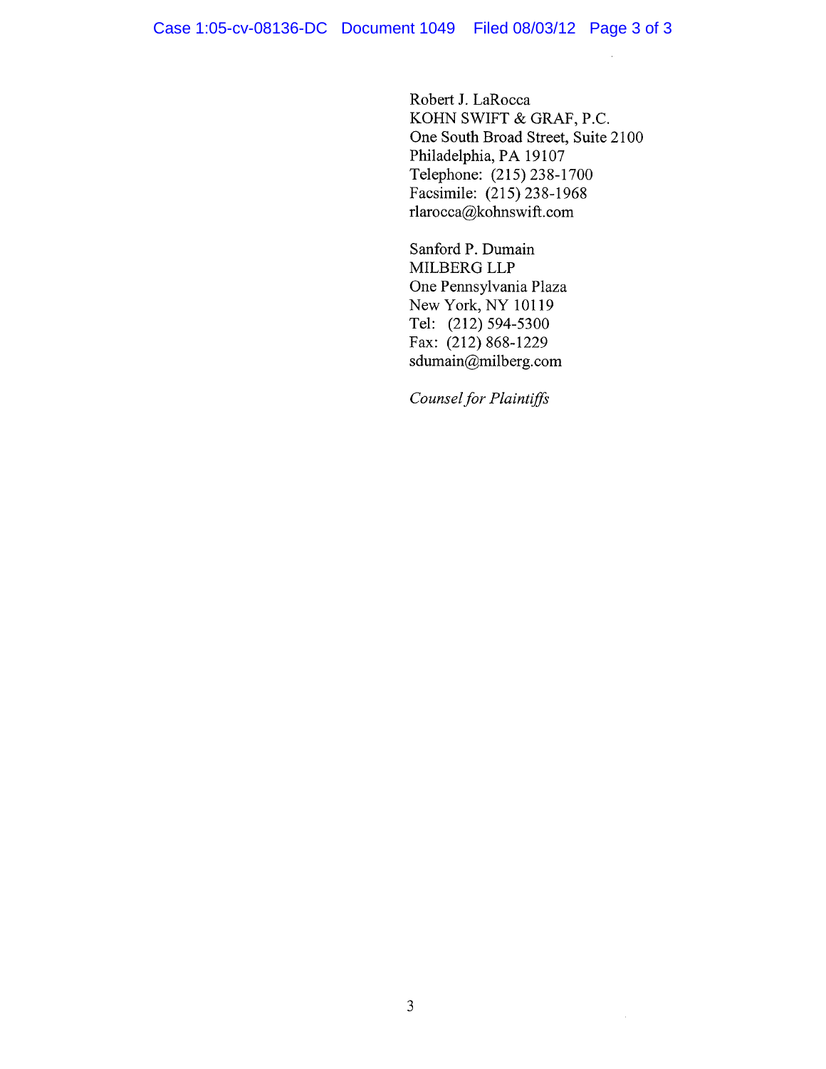Robert J. LaRocca
KOHN SWIFT & GRAF, P.C.
One South Broad Street, Suite 2100
Philadelphia, PA 19107
Telephone: (215) 238-1700
Facsimile: (215) 238-1968
rlarocca@kohnswift.com

Sanford P. Dumain
MILBERG LLP
One Pennsylvania Plaza
New York, NY 10119
Tel: (212) 594-5300
Fax: (212) 868-1229
sdumain@milberg.com

*Counsel for Plaintiffs*